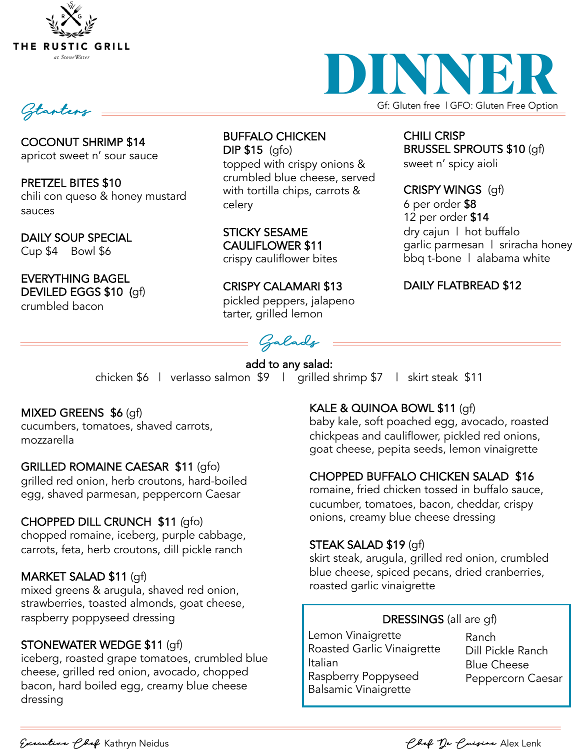# THE RUSTIC GRILL

*at StoneWater*

# DINNER

Gf: Gluten free | GFO: Gluten Free Option

## *Starters*

**COCONUT SHRIMP $14**
apricot sweet n' sour sauce

**PRETZEL BITES $10**
chili con queso & honey mustard sauces

**DAILY SOUP SPECIAL**
Cup $4 Bowl $6

**EVERYTHING BAGEL DEVILED EGGS $10** (gf)
crumbled bacon

**BUFFALO CHICKEN DIP $15** (gfo)
topped with crispy onions & crumbled blue cheese, served with tortilla chips, carrots & celery

**STICKY SESAME CAULIFLOWER $11**
crispy cauliflower bites

**CRISPY CALAMARI $13**
pickled peppers, jalapeno tarter, grilled lemon

**CHILI CRISP BRUSSEL SPROUTS $10** (gf)
sweet n' spicy aioli

**CRISPY WINGS** (gf)
6 per order **$8**
12 per order **$14**
dry cajun | hot buffalo
garlic parmesan | sriracha honey
bbq t-bone | alabama white

**DAILY FLATBREAD $12**

## *Salads*

**add to any salad:**
chicken $6 | verlasso salmon $9 | grilled shrimp $7 | skirt steak $11

**MIXED GREENS $6** (gf)
cucumbers, tomatoes, shaved carrots, mozzarella

**GRILLED ROMAINE CAESAR $11** (gfo)
grilled red onion, herb croutons, hard-boiled egg, shaved parmesan, peppercorn Caesar

**CHOPPED DILL CRUNCH $11** (gfo)
chopped romaine, iceberg, purple cabbage, carrots, feta, herb croutons, dill pickle ranch

**MARKET SALAD $11** (gf)
mixed greens & arugula, shaved red onion, strawberries, toasted almonds, goat cheese, raspberry poppyseed dressing

**STONEWATER WEDGE $11** (gf)
iceberg, roasted grape tomatoes, crumbled blue cheese, grilled red onion, avocado, chopped bacon, hard boiled egg, creamy blue cheese dressing

**KALE & QUINOA BOWL $11** (gf)
baby kale, soft poached egg, avocado, roasted chickpeas and cauliflower, pickled red onions, goat cheese, pepita seeds, lemon vinaigrette

**CHOPPED BUFFALO CHICKEN SALAD $16**
romaine, fried chicken tossed in buffalo sauce, cucumber, tomatoes, bacon, cheddar, crispy onions, creamy blue cheese dressing

**STEAK SALAD $19** (gf)
skirt steak, arugula, grilled red onion, crumbled blue cheese, spiced pecans, dried cranberries, roasted garlic vinaigrette

**DRESSINGS** (all are gf)

- Lemon Vinaigrette
- Roasted Garlic Vinaigrette
- Italian
- Raspberry Poppyseed
- Balsamic Vinaigrette
- Ranch
- Dill Pickle Ranch
- Blue Cheese
- Peppercorn Caesar

*Executive Chef* Kathryn Neidus

*Chef De Cuisine* Alex Lenk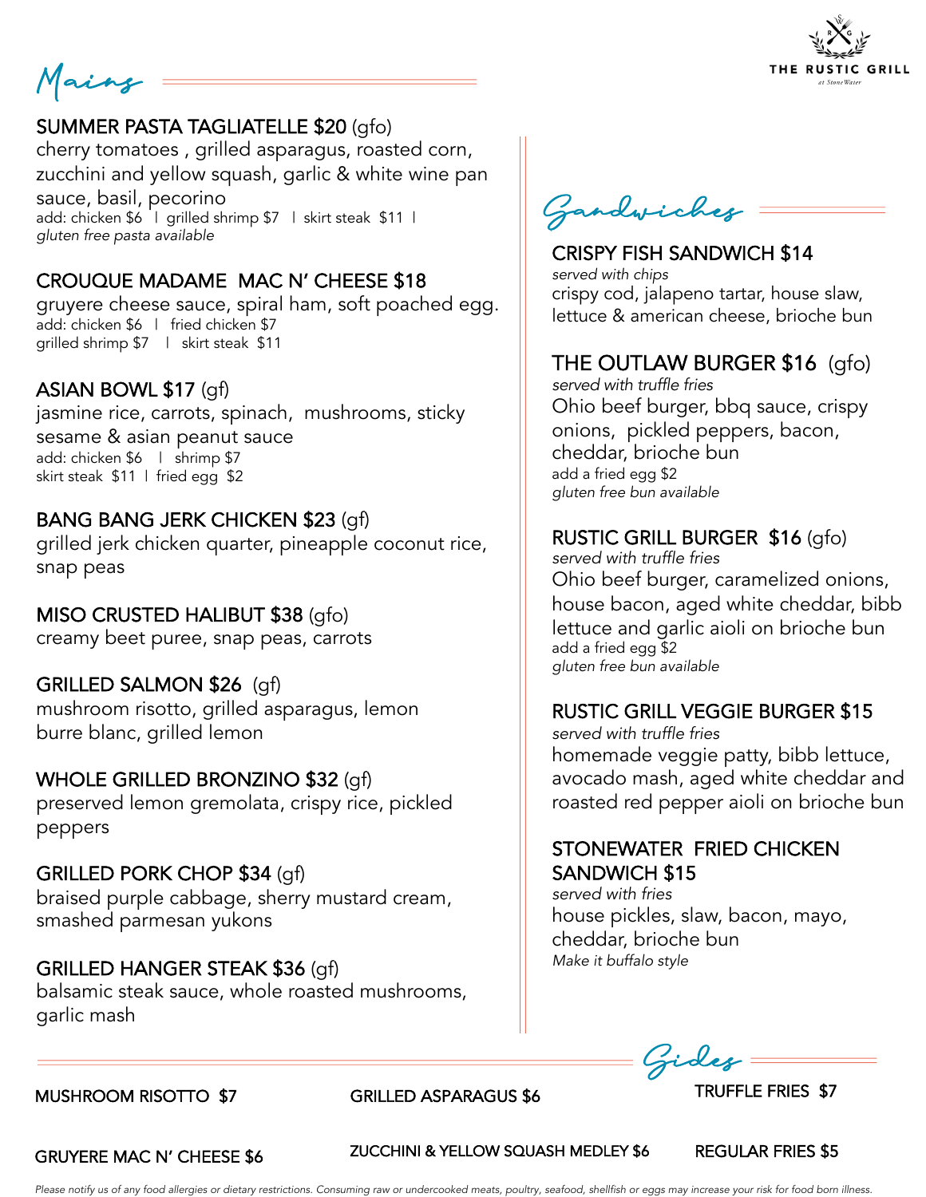## Mains

**SUMMER PASTA TAGLIATELLE $20** (gfo)
cherry tomatoes , grilled asparagus, roasted corn, zucchini and yellow squash, garlic & white wine pan sauce, basil, pecorino
add: chicken $6 | grilled shrimp $7 | skirt steak $11 |
*gluten free pasta available*

**CROUQUE MADAME MAC N' CHEESE $18**
gruyere cheese sauce, spiral ham, soft poached egg.
add: chicken $6 | fried chicken $7
grilled shrimp $7 | skirt steak $11

**ASIAN BOWL $17** (gf)
jasmine rice, carrots, spinach, mushrooms, sticky sesame & asian peanut sauce
add: chicken $6 | shrimp $7
skirt steak $11 | fried egg $2

**BANG BANG JERK CHICKEN $23** (gf)
grilled jerk chicken quarter, pineapple coconut rice, snap peas

**MISO CRUSTED HALIBUT $38** (gfo)
creamy beet puree, snap peas, carrots

**GRILLED SALMON $26** (gf)
mushroom risotto, grilled asparagus, lemon burre blanc, grilled lemon

**WHOLE GRILLED BRONZINO $32** (gf)
preserved lemon gremolata, crispy rice, pickled peppers

**GRILLED PORK CHOP $34** (gf)
braised purple cabbage, sherry mustard cream, smashed parmesan yukons

**GRILLED HANGER STEAK $36** (gf)
balsamic steak sauce, whole roasted mushrooms, garlic mash

THE RUSTIC GRILL
at StoneWater

## Sandwiches

**CRISPY FISH SANDWICH $14**
*served with chips*
crispy cod, jalapeno tartar, house slaw, lettuce & american cheese, brioche bun

**THE OUTLAW BURGER $16** (gfo)
*served with truffle fries*
Ohio beef burger, bbq sauce, crispy onions, pickled peppers, bacon, cheddar, brioche bun
add a fried egg $2
*gluten free bun available*

**RUSTIC GRILL BURGER $16** (gfo)
*served with truffle fries*
Ohio beef burger, caramelized onions, house bacon, aged white cheddar, bibb lettuce and garlic aioli on brioche bun
add a fried egg $2
*gluten free bun available*

**RUSTIC GRILL VEGGIE BURGER $15**
*served with truffle fries*
homemade veggie patty, bibb lettuce, avocado mash, aged white cheddar and roasted red pepper aioli on brioche bun

**STONEWATER FRIED CHICKEN SANDWICH $15**
*served with fries*
house pickles, slaw, bacon, mayo, cheddar, brioche bun
*Make it buffalo style*

## Sides

MUSHROOM RISOTTO $7

GRILLED ASPARAGUS $6

TRUFFLE FRIES $7

GRUYERE MAC N' CHEESE $6

ZUCCHINI & YELLOW SQUASH MEDLEY $6

REGULAR FRIES $5

*Please notify us of any food allergies or dietary restrictions. Consuming raw or undercooked meats, poultry, seafood, shellfish or eggs may increase your risk for food born illness.*